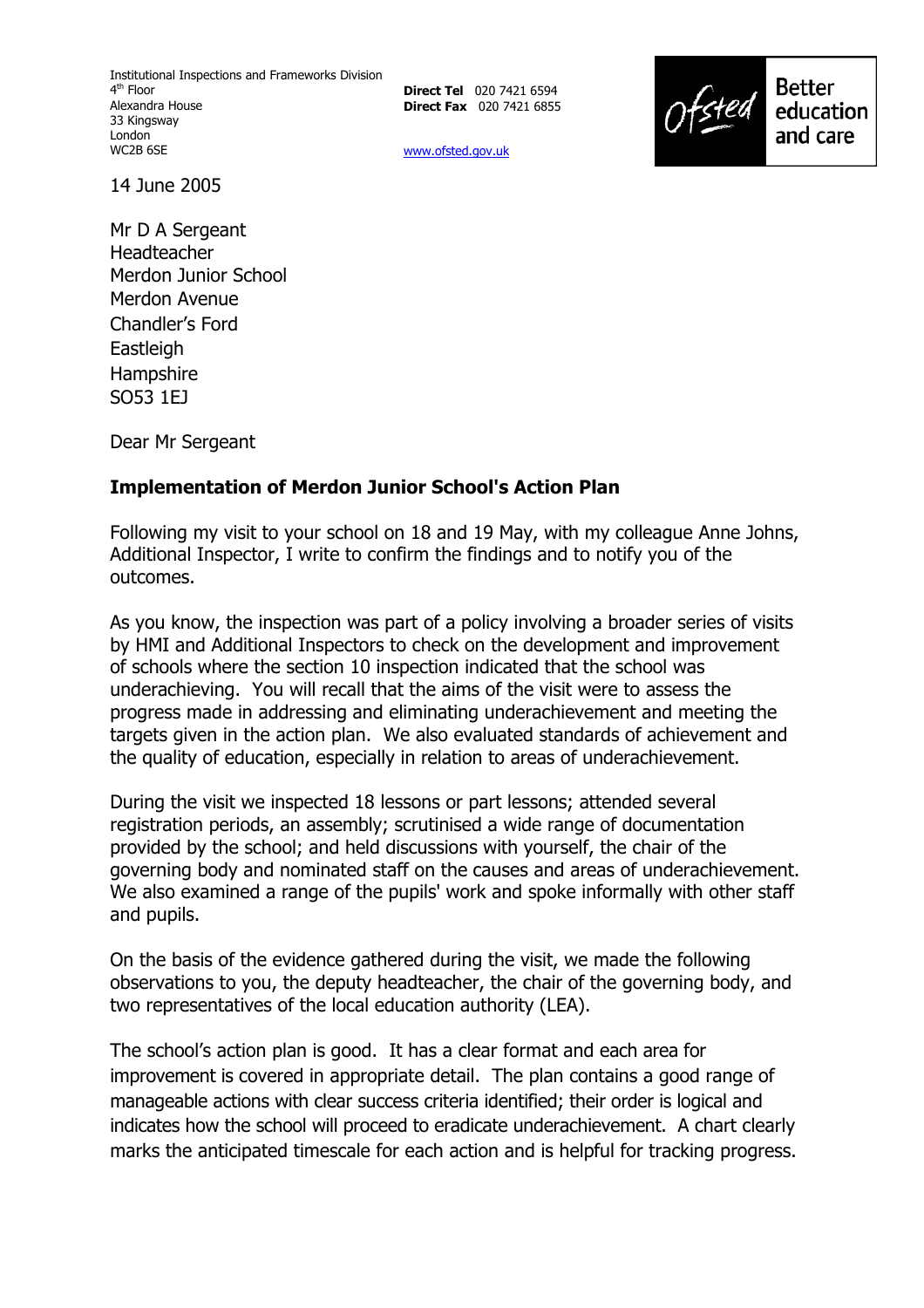Institutional Inspections and Frameworks Division
4th Floor
Alexandra House
33 Kingsway
London
WC2B 6SE

**Direct Tel** 020 7421 6594
**Direct Fax** 020 7421 6855

www.ofsted.gov.uk

Ofsted Better education and care

14 June 2005

Mr D A Sergeant
Headteacher
Merdon Junior School
Merdon Avenue
Chandler's Ford
Eastleigh
Hampshire
SO53 1EJ

Dear Mr Sergeant

**Implementation of Merdon Junior School's Action Plan**

Following my visit to your school on 18 and 19 May, with my colleague Anne Johns, Additional Inspector, I write to confirm the findings and to notify you of the outcomes.

As you know, the inspection was part of a policy involving a broader series of visits by HMI and Additional Inspectors to check on the development and improvement of schools where the section 10 inspection indicated that the school was underachieving. You will recall that the aims of the visit were to assess the progress made in addressing and eliminating underachievement and meeting the targets given in the action plan. We also evaluated standards of achievement and the quality of education, especially in relation to areas of underachievement.

During the visit we inspected 18 lessons or part lessons; attended several registration periods, an assembly; scrutinised a wide range of documentation provided by the school; and held discussions with yourself, the chair of the governing body and nominated staff on the causes and areas of underachievement. We also examined a range of the pupils' work and spoke informally with other staff and pupils.

On the basis of the evidence gathered during the visit, we made the following observations to you, the deputy headteacher, the chair of the governing body, and two representatives of the local education authority (LEA).

The school's action plan is good. It has a clear format and each area for improvement is covered in appropriate detail. The plan contains a good range of manageable actions with clear success criteria identified; their order is logical and indicates how the school will proceed to eradicate underachievement. A chart clearly marks the anticipated timescale for each action and is helpful for tracking progress.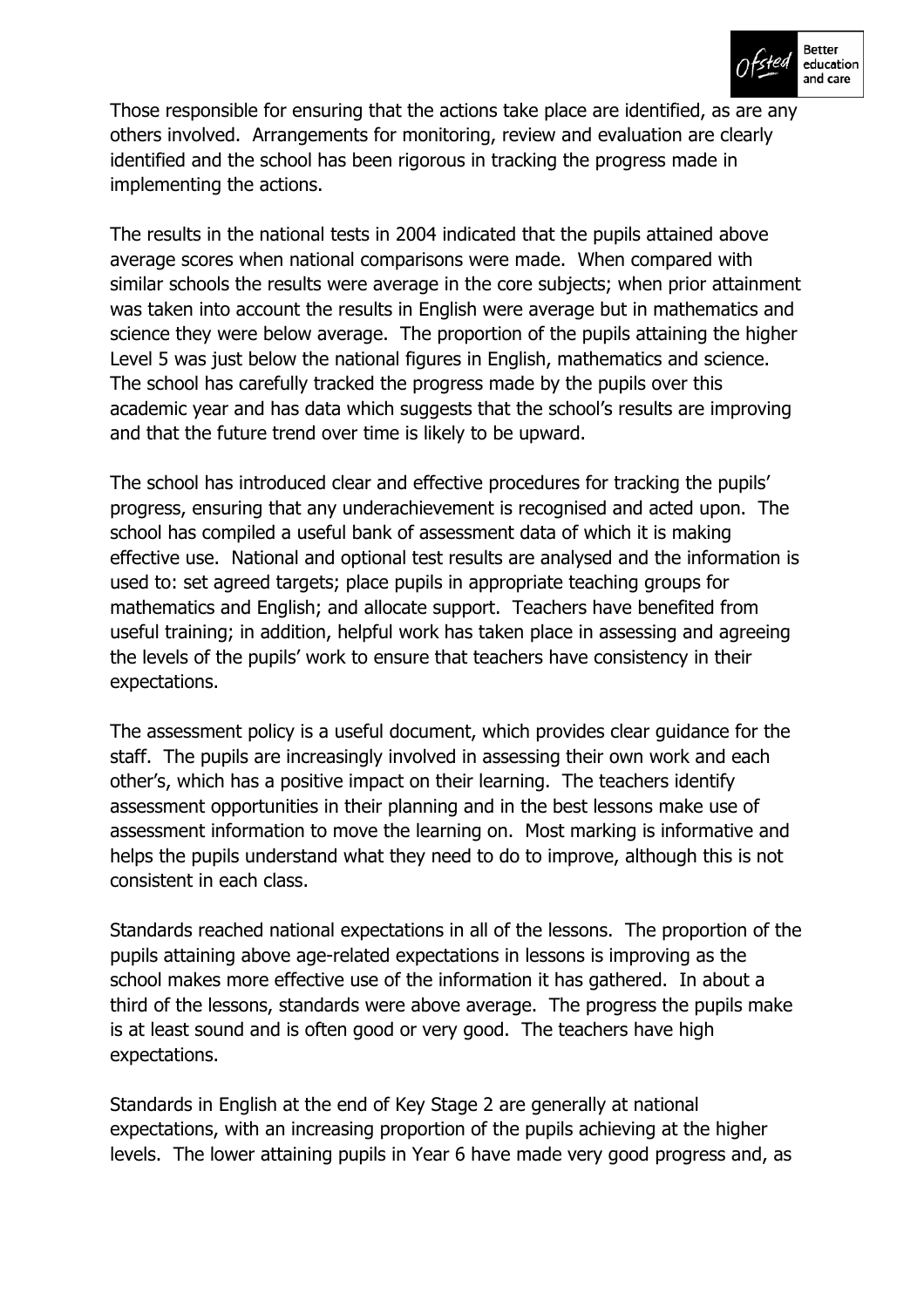Those responsible for ensuring that the actions take place are identified, as are any others involved. Arrangements for monitoring, review and evaluation are clearly identified and the school has been rigorous in tracking the progress made in implementing the actions.

The results in the national tests in 2004 indicated that the pupils attained above average scores when national comparisons were made. When compared with similar schools the results were average in the core subjects; when prior attainment was taken into account the results in English were average but in mathematics and science they were below average. The proportion of the pupils attaining the higher Level 5 was just below the national figures in English, mathematics and science. The school has carefully tracked the progress made by the pupils over this academic year and has data which suggests that the school's results are improving and that the future trend over time is likely to be upward.

The school has introduced clear and effective procedures for tracking the pupils' progress, ensuring that any underachievement is recognised and acted upon. The school has compiled a useful bank of assessment data of which it is making effective use. National and optional test results are analysed and the information is used to: set agreed targets; place pupils in appropriate teaching groups for mathematics and English; and allocate support. Teachers have benefited from useful training; in addition, helpful work has taken place in assessing and agreeing the levels of the pupils' work to ensure that teachers have consistency in their expectations.

The assessment policy is a useful document, which provides clear guidance for the staff. The pupils are increasingly involved in assessing their own work and each other's, which has a positive impact on their learning. The teachers identify assessment opportunities in their planning and in the best lessons make use of assessment information to move the learning on. Most marking is informative and helps the pupils understand what they need to do to improve, although this is not consistent in each class.

Standards reached national expectations in all of the lessons. The proportion of the pupils attaining above age-related expectations in lessons is improving as the school makes more effective use of the information it has gathered. In about a third of the lessons, standards were above average. The progress the pupils make is at least sound and is often good or very good. The teachers have high expectations.

Standards in English at the end of Key Stage 2 are generally at national expectations, with an increasing proportion of the pupils achieving at the higher levels. The lower attaining pupils in Year 6 have made very good progress and, as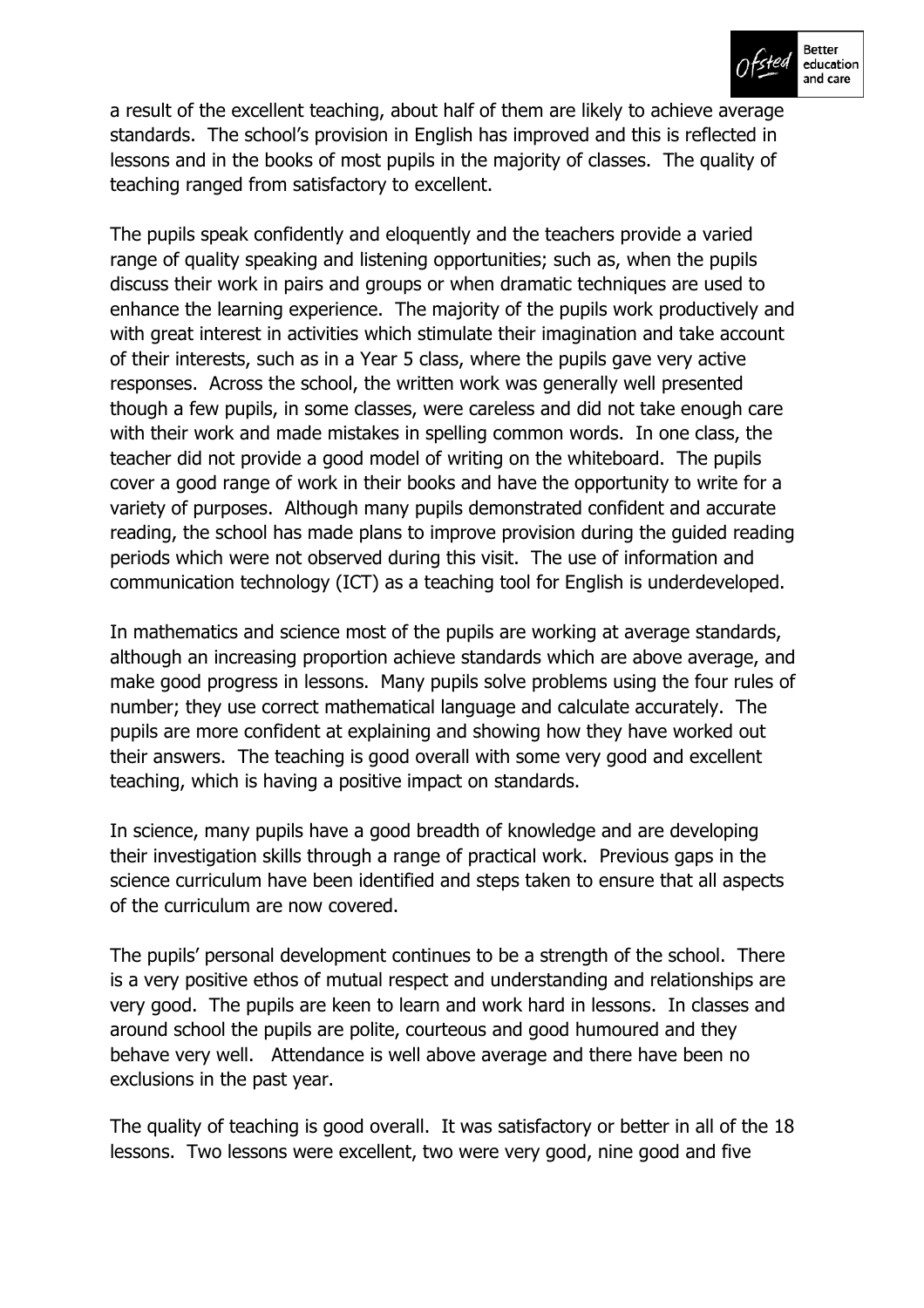a result of the excellent teaching, about half of them are likely to achieve average standards. The school's provision in English has improved and this is reflected in lessons and in the books of most pupils in the majority of classes. The quality of teaching ranged from satisfactory to excellent.

The pupils speak confidently and eloquently and the teachers provide a varied range of quality speaking and listening opportunities; such as, when the pupils discuss their work in pairs and groups or when dramatic techniques are used to enhance the learning experience. The majority of the pupils work productively and with great interest in activities which stimulate their imagination and take account of their interests, such as in a Year 5 class, where the pupils gave very active responses. Across the school, the written work was generally well presented though a few pupils, in some classes, were careless and did not take enough care with their work and made mistakes in spelling common words. In one class, the teacher did not provide a good model of writing on the whiteboard. The pupils cover a good range of work in their books and have the opportunity to write for a variety of purposes. Although many pupils demonstrated confident and accurate reading, the school has made plans to improve provision during the guided reading periods which were not observed during this visit. The use of information and communication technology (ICT) as a teaching tool for English is underdeveloped.

In mathematics and science most of the pupils are working at average standards, although an increasing proportion achieve standards which are above average, and make good progress in lessons. Many pupils solve problems using the four rules of number; they use correct mathematical language and calculate accurately. The pupils are more confident at explaining and showing how they have worked out their answers. The teaching is good overall with some very good and excellent teaching, which is having a positive impact on standards.

In science, many pupils have a good breadth of knowledge and are developing their investigation skills through a range of practical work. Previous gaps in the science curriculum have been identified and steps taken to ensure that all aspects of the curriculum are now covered.

The pupils' personal development continues to be a strength of the school. There is a very positive ethos of mutual respect and understanding and relationships are very good. The pupils are keen to learn and work hard in lessons. In classes and around school the pupils are polite, courteous and good humoured and they behave very well. Attendance is well above average and there have been no exclusions in the past year.

The quality of teaching is good overall. It was satisfactory or better in all of the 18 lessons. Two lessons were excellent, two were very good, nine good and five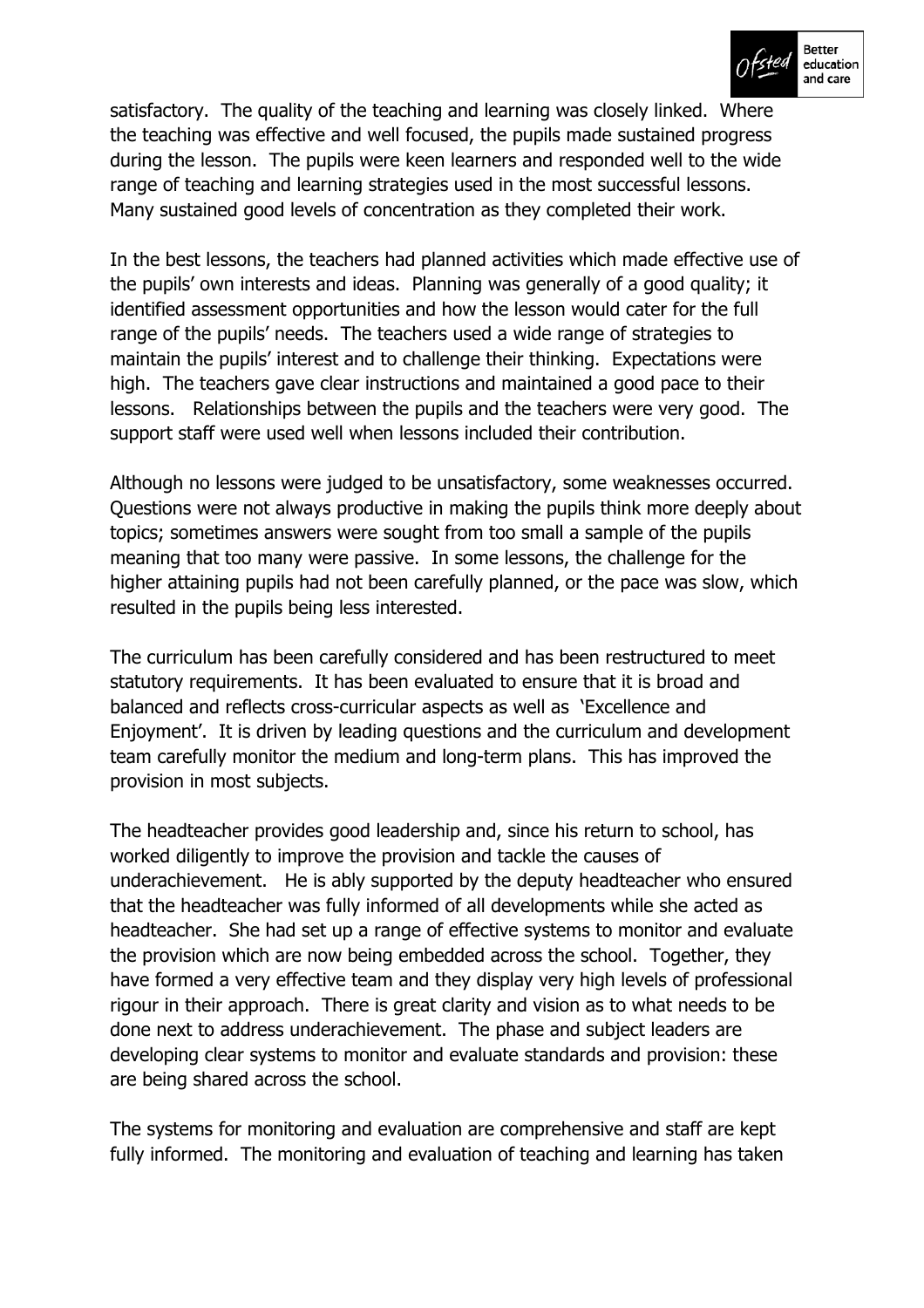satisfactory. The quality of the teaching and learning was closely linked. Where the teaching was effective and well focused, the pupils made sustained progress during the lesson. The pupils were keen learners and responded well to the wide range of teaching and learning strategies used in the most successful lessons. Many sustained good levels of concentration as they completed their work.

In the best lessons, the teachers had planned activities which made effective use of the pupils' own interests and ideas. Planning was generally of a good quality; it identified assessment opportunities and how the lesson would cater for the full range of the pupils' needs. The teachers used a wide range of strategies to maintain the pupils' interest and to challenge their thinking. Expectations were high. The teachers gave clear instructions and maintained a good pace to their lessons. Relationships between the pupils and the teachers were very good. The support staff were used well when lessons included their contribution.

Although no lessons were judged to be unsatisfactory, some weaknesses occurred. Questions were not always productive in making the pupils think more deeply about topics; sometimes answers were sought from too small a sample of the pupils meaning that too many were passive. In some lessons, the challenge for the higher attaining pupils had not been carefully planned, or the pace was slow, which resulted in the pupils being less interested.

The curriculum has been carefully considered and has been restructured to meet statutory requirements. It has been evaluated to ensure that it is broad and balanced and reflects cross-curricular aspects as well as 'Excellence and Enjoyment'. It is driven by leading questions and the curriculum and development team carefully monitor the medium and long-term plans. This has improved the provision in most subjects.

The headteacher provides good leadership and, since his return to school, has worked diligently to improve the provision and tackle the causes of underachievement. He is ably supported by the deputy headteacher who ensured that the headteacher was fully informed of all developments while she acted as headteacher. She had set up a range of effective systems to monitor and evaluate the provision which are now being embedded across the school. Together, they have formed a very effective team and they display very high levels of professional rigour in their approach. There is great clarity and vision as to what needs to be done next to address underachievement. The phase and subject leaders are developing clear systems to monitor and evaluate standards and provision: these are being shared across the school.

The systems for monitoring and evaluation are comprehensive and staff are kept fully informed. The monitoring and evaluation of teaching and learning has taken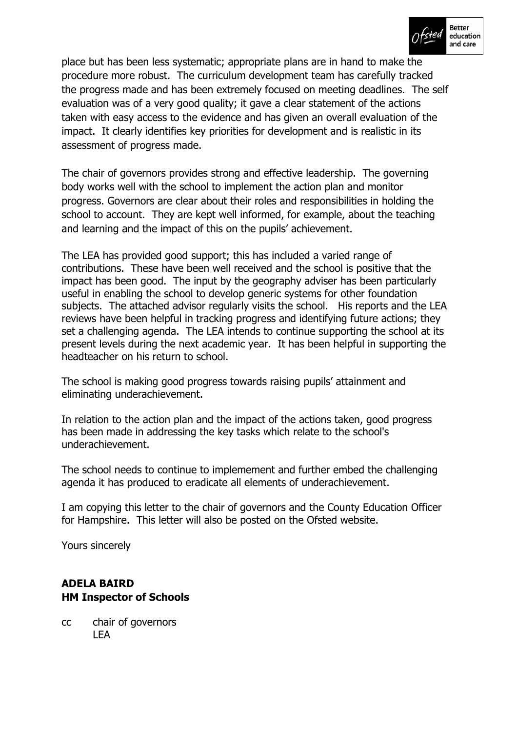place but has been less systematic; appropriate plans are in hand to make the procedure more robust. The curriculum development team has carefully tracked the progress made and has been extremely focused on meeting deadlines. The self evaluation was of a very good quality; it gave a clear statement of the actions taken with easy access to the evidence and has given an overall evaluation of the impact. It clearly identifies key priorities for development and is realistic in its assessment of progress made.

The chair of governors provides strong and effective leadership. The governing body works well with the school to implement the action plan and monitor progress. Governors are clear about their roles and responsibilities in holding the school to account. They are kept well informed, for example, about the teaching and learning and the impact of this on the pupils' achievement.

The LEA has provided good support; this has included a varied range of contributions. These have been well received and the school is positive that the impact has been good. The input by the geography adviser has been particularly useful in enabling the school to develop generic systems for other foundation subjects. The attached advisor regularly visits the school. His reports and the LEA reviews have been helpful in tracking progress and identifying future actions; they set a challenging agenda. The LEA intends to continue supporting the school at its present levels during the next academic year. It has been helpful in supporting the headteacher on his return to school.

The school is making good progress towards raising pupils' attainment and eliminating underachievement.

In relation to the action plan and the impact of the actions taken, good progress has been made in addressing the key tasks which relate to the school's underachievement.

The school needs to continue to implemement and further embed the challenging agenda it has produced to eradicate all elements of underachievement.

I am copying this letter to the chair of governors and the County Education Officer for Hampshire. This letter will also be posted on the Ofsted website.

Yours sincerely

**ADELA BAIRD**
**HM Inspector of Schools**

cc chair of governors
LEA